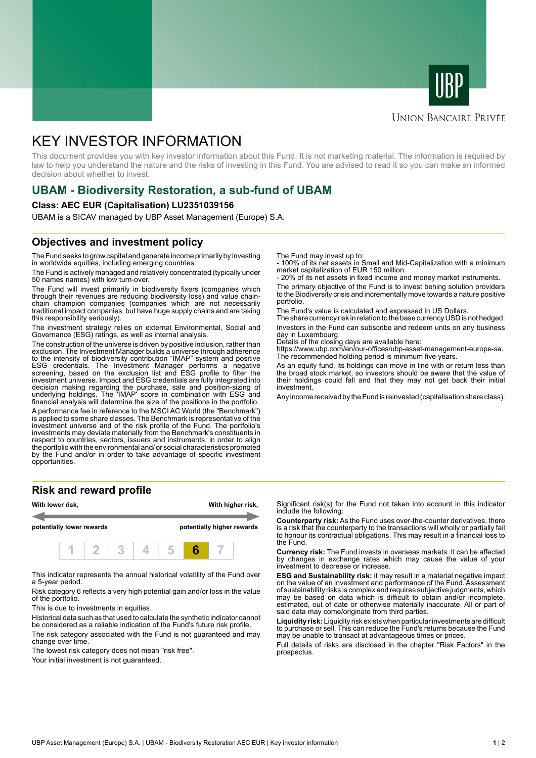UBP

Union Bancaire Privée

# KEY INVESTOR INFORMATION

This document provides you with key investor information about this Fund. It is not marketing material. The information is required by law to help you understand the nature and the risks of investing in this Fund. You are advised to read it so you can make an informed decision about whether to invest.

## UBAM - Biodiversity Restoration, a sub-fund of UBAM

**Class: AEC EUR (Capitalisation) LU2351039156**

UBAM is a SICAV managed by UBP Asset Management (Europe) S.A.

## Objectives and investment policy

The Fund seeks to grow capital and generate income primarily by investing in worldwide equities, including emerging countries.

The Fund is actively managed and relatively concentrated (typically under 50 names names) with low turn-over.

The Fund will invest primarily in biodiversity fixers (companies which through their revenues are reducing biodiversity loss) and value chain-chain champion companies (companies which are not necessarily traditional impact companies, but have huge supply chains and are taking this responsibility seriously).

The investment strategy relies on external Environmental, Social and Governance (ESG) ratings, as well as internal analysis.

The construction of the universe is driven by positive inclusion, rather than exclusion. The Investment Manager builds a universe through adherence to the intensity of biodiversity contribution "IMAP" system and positive ESG credentials. The Investment Manager performs a negative screening, based on the exclusion list and ESG profile to filter the investment universe. Impact and ESG credentials are fully integrated into decision making regarding the purchase, sale and position-sizing of underlying holdings. The 'IMAP' score in combination with ESG and financial analysis will determine the size of the positions in the portfolio.

A performance fee in reference to the MSCI AC World (the "Benchmark") is applied to some share classes. The Benchmark is representative of the investment universe and of the risk profile of the Fund. The portfolio's investments may deviate materially from the Benchmark's constituents in respect to countries, sectors, issuers and instruments, in order to align the portfolio with the environmental and/ or social characteristics promoted by the Fund and/or in order to take advantage of specific investment opportunities.

The Fund may invest up to:
- 100% of its net assets in Small and Mid-Capitalization with a minimum market capitalization of EUR 150 million.
- 20% of its net assets in fixed income and money market instruments.

The primary objective of the Fund is to invest behing solution providers to the Biodiversity crisis and incrementally move towards a nature positive portfolio.

The Fund's value is calculated and expressed in US Dollars.
The share currency risk in relation to the base currency USD is not hedged.

Investors in the Fund can subscribe and redeem units on any business day in Luxembourg.
Details of the closing days are available here:
https://www.ubp.com/en/our-offices/ubp-asset-management-europe-sa.
The recommended holding period is minimum five years.

As an equity fund, its holdings can move in line with or return less than the broad stock market, so investors should be aware that the value of their holdings could fall and that they may not get back their initial investment.

Any income received by the Fund is reinvested (capitalisation share class).

## Risk and reward profile

| With lower risk, | | | | | | With higher risk, |
|---|---|---|---|---|---|---|
| potentially lower rewards | | | | | | potentially higher rewards |
| 1 | 2 | 3 | 4 | 5 | **6** | 7 |

This indicator represents the annual historical volatility of the Fund over a 5-year period.

Risk category 6 reflects a very high potential gain and/or loss in the value of the portfolio.

This is due to investments in equities.

Historical data such as that used to calculate the synthetic indicator cannot be considered as a reliable indication of the Fund's future risk profile.

The risk category associated with the Fund is not guaranteed and may change over time.

The lowest risk category does not mean "risk free".

Your initial investment is not guaranteed.

Significant risk(s) for the Fund not taken into account in this indicator include the following:

**Counterparty risk:** As the Fund uses over-the-counter derivatives, there is a risk that the counterparty to the transactions will wholly or partially fail to honour its contractual obligations. This may result in a financial loss to the Fund.

**Currency risk:** The Fund invests in overseas markets. It can be affected by changes in exchange rates which may cause the value of your investment to decrease or increase.

**ESG and Sustainability risk:** it may result in a material negative impact on the value of an investment and performance of the Fund. Assessment of sustainability risks is complex and requires subjective judgments, which may be based on data which is difficult to obtain and/or incomplete, estimated, out of date or otherwise materially inaccurate. All or part of said data may come/originate from third parties.

**Liquidity risk:** Liquidity risk exists when particular investments are difficult to purchase or sell. This can reduce the Fund's returns because the Fund may be unable to transact at advantageous times or prices.

Full details of risks are disclosed in the chapter "Risk Factors" in the prospectus.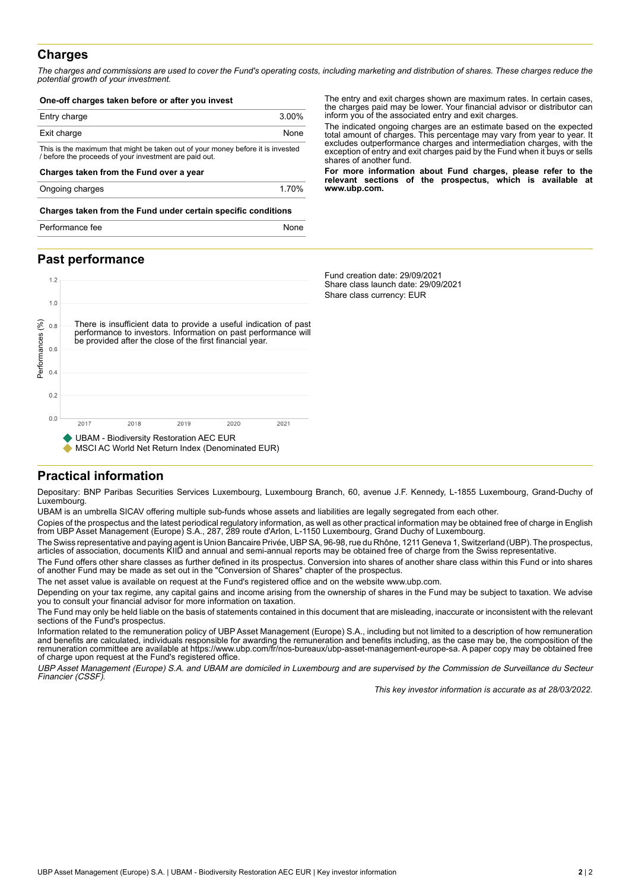## Charges

*The charges and commissions are used to cover the Fund's operating costs, including marketing and distribution of shares. These charges reduce the potential growth of your investment.*

| One-off charges taken before or after you invest | |
|---|---|
| Entry charge | 3.00% |
| Exit charge | None |

This is the maximum that might be taken out of your money before it is invested / before the proceeds of your investment are paid out.

| Charges taken from the Fund over a year | |
|---|---|
| Ongoing charges | 1.70% |

| Charges taken from the Fund under certain specific conditions | |
|---|---|
| Performance fee | None |

The entry and exit charges shown are maximum rates. In certain cases, the charges paid may be lower. Your financial advisor or distributor can inform you of the associated entry and exit charges.

The indicated ongoing charges are an estimate based on the expected total amount of charges. This percentage may vary from year to year. It excludes outperformance charges and intermediation charges, with the exception of entry and exit charges paid by the Fund when it buys or sells shares of another fund.

**For more information about Fund charges, please refer to the relevant sections of the prospectus, which is available at www.ubp.com.**

## Past performance

Performances (%)

1.2
1.0
0.8
0.6
0.4
0.2
0.0

2017 2018 2019 2020 2021

There is insufficient data to provide a useful indication of past performance to investors. Information on past performance will be provided after the close of the first financial year.

UBAM - Biodiversity Restoration AEC EUR
MSCI AC World Net Return Index (Denominated EUR)

Fund creation date: 29/09/2021
Share class launch date: 29/09/2021
Share class currency: EUR

## Practical information

Depositary: BNP Paribas Securities Services Luxembourg, Luxembourg Branch, 60, avenue J.F. Kennedy, L-1855 Luxembourg, Grand-Duchy of Luxembourg.

UBAM is an umbrella SICAV offering multiple sub-funds whose assets and liabilities are legally segregated from each other.

Copies of the prospectus and the latest periodical regulatory information, as well as other practical information may be obtained free of charge in English from UBP Asset Management (Europe) S.A., 287, 289 route d'Arlon, L-1150 Luxembourg, Grand Duchy of Luxembourg.

The Swiss representative and paying agent is Union Bancaire Privée, UBP SA, 96-98, rue du Rhône, 1211 Geneva 1, Switzerland (UBP). The prospectus, articles of association, documents KIID and annual and semi-annual reports may be obtained free of charge from the Swiss representative.

The Fund offers other share classes as further defined in its prospectus. Conversion into shares of another share class within this Fund or into shares of another Fund may be made as set out in the "Conversion of Shares" chapter of the prospectus.

The net asset value is available on request at the Fund's registered office and on the website www.ubp.com.

Depending on your tax regime, any capital gains and income arising from the ownership of shares in the Fund may be subject to taxation. We advise you to consult your financial advisor for more information on taxation.

The Fund may only be held liable on the basis of statements contained in this document that are misleading, inaccurate or inconsistent with the relevant sections of the Fund's prospectus.

Information related to the remuneration policy of UBP Asset Management (Europe) S.A., including but not limited to a description of how remuneration and benefits are calculated, individuals responsible for awarding the remuneration and benefits including, as the case may be, the composition of the remuneration committee are available at https://www.ubp.com/fr/nos-bureaux/ubp-asset-management-europe-sa. A paper copy may be obtained free of charge upon request at the Fund's registered office.

*UBP Asset Management (Europe) S.A. and UBAM are domiciled in Luxembourg and are supervised by the Commission de Surveillance du Secteur Financier (CSSF).*

*This key investor information is accurate as at 28/03/2022.*